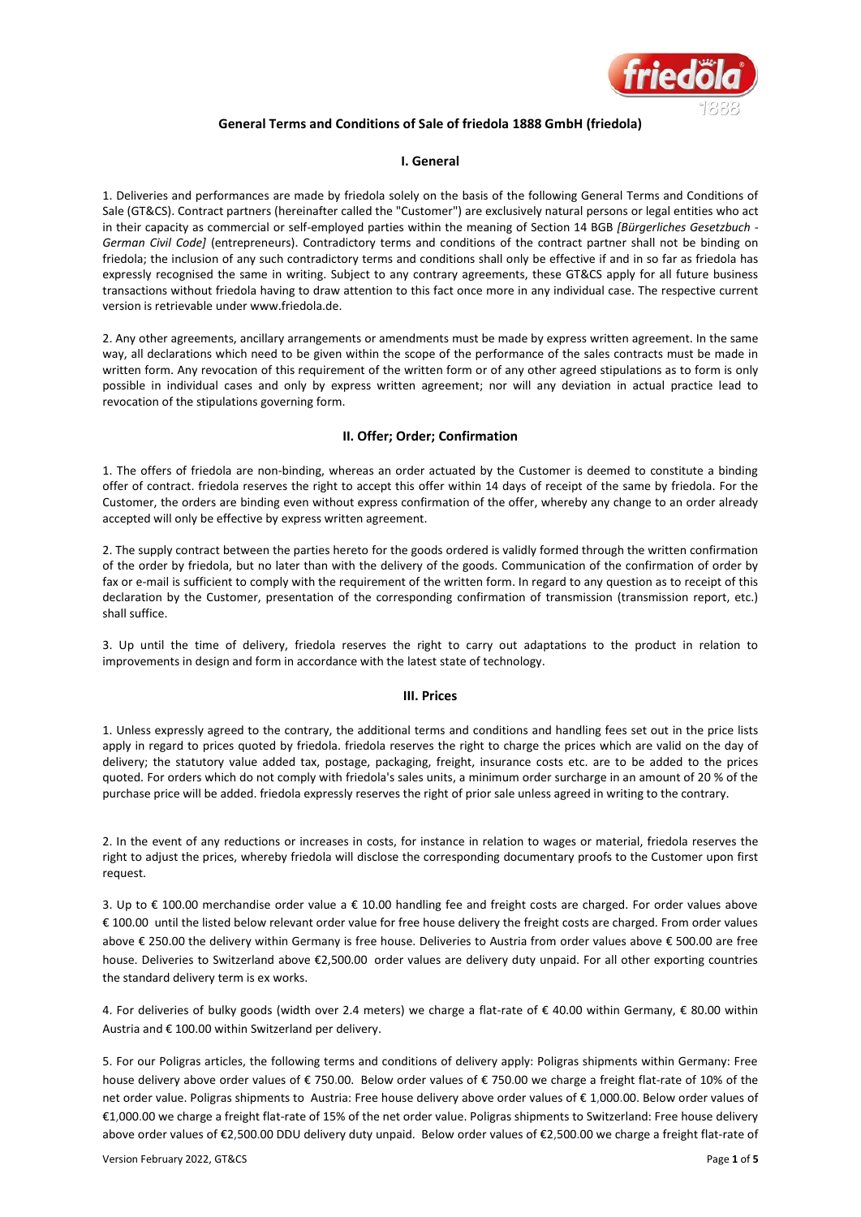# General Terms and Conditions of Sale of friedola 1888 GmbH (friedola)

## I. General

1. Deliveries and performances are made by friedola solely on the basis of the following General Terms and Conditions of Sale (GT&CS). Contract partners (hereinafter called the "Customer") are exclusively natural persons or legal entities who act in their capacity as commercial or self-employed parties within the meaning of Section 14 BGB *[Bürgerliches Gesetzbuch - German Civil Code]* (entrepreneurs). Contradictory terms and conditions of the contract partner shall not be binding on friedola; the inclusion of any such contradictory terms and conditions shall only be effective if and in so far as friedola has expressly recognised the same in writing. Subject to any contrary agreements, these GT&CS apply for all future business transactions without friedola having to draw attention to this fact once more in any individual case. The respective current version is retrievable under www.friedola.de.

2. Any other agreements, ancillary arrangements or amendments must be made by express written agreement. In the same way, all declarations which need to be given within the scope of the performance of the sales contracts must be made in written form. Any revocation of this requirement of the written form or of any other agreed stipulations as to form is only possible in individual cases and only by express written agreement; nor will any deviation in actual practice lead to revocation of the stipulations governing form.

## II. Offer; Order; Confirmation

1. The offers of friedola are non-binding, whereas an order actuated by the Customer is deemed to constitute a binding offer of contract. friedola reserves the right to accept this offer within 14 days of receipt of the same by friedola. For the Customer, the orders are binding even without express confirmation of the offer, whereby any change to an order already accepted will only be effective by express written agreement.

2. The supply contract between the parties hereto for the goods ordered is validly formed through the written confirmation of the order by friedola, but no later than with the delivery of the goods. Communication of the confirmation of order by fax or e-mail is sufficient to comply with the requirement of the written form. In regard to any question as to receipt of this declaration by the Customer, presentation of the corresponding confirmation of transmission (transmission report, etc.) shall suffice.

3. Up until the time of delivery, friedola reserves the right to carry out adaptations to the product in relation to improvements in design and form in accordance with the latest state of technology.

## III. Prices

1. Unless expressly agreed to the contrary, the additional terms and conditions and handling fees set out in the price lists apply in regard to prices quoted by friedola. friedola reserves the right to charge the prices which are valid on the day of delivery; the statutory value added tax, postage, packaging, freight, insurance costs etc. are to be added to the prices quoted. For orders which do not comply with friedola's sales units, a minimum order surcharge in an amount of 20 % of the purchase price will be added. friedola expressly reserves the right of prior sale unless agreed in writing to the contrary.

2. In the event of any reductions or increases in costs, for instance in relation to wages or material, friedola reserves the right to adjust the prices, whereby friedola will disclose the corresponding documentary proofs to the Customer upon first request.

3. Up to € 100.00 merchandise order value a € 10.00 handling fee and freight costs are charged. For order values above € 100.00 until the listed below relevant order value for free house delivery the freight costs are charged. From order values above € 250.00 the delivery within Germany is free house. Deliveries to Austria from order values above € 500.00 are free house. Deliveries to Switzerland above €2,500.00 order values are delivery duty unpaid. For all other exporting countries the standard delivery term is ex works.

4. For deliveries of bulky goods (width over 2.4 meters) we charge a flat-rate of € 40.00 within Germany, € 80.00 within Austria and € 100.00 within Switzerland per delivery.

5. For our Poligras articles, the following terms and conditions of delivery apply: Poligras shipments within Germany: Free house delivery above order values of € 750.00. Below order values of € 750.00 we charge a freight flat-rate of 10% of the net order value. Poligras shipments to Austria: Free house delivery above order values of € 1,000.00. Below order values of €1,000.00 we charge a freight flat-rate of 15% of the net order value. Poligras shipments to Switzerland: Free house delivery above order values of €2,500.00 DDU delivery duty unpaid. Below order values of €2,500.00 we charge a freight flat-rate of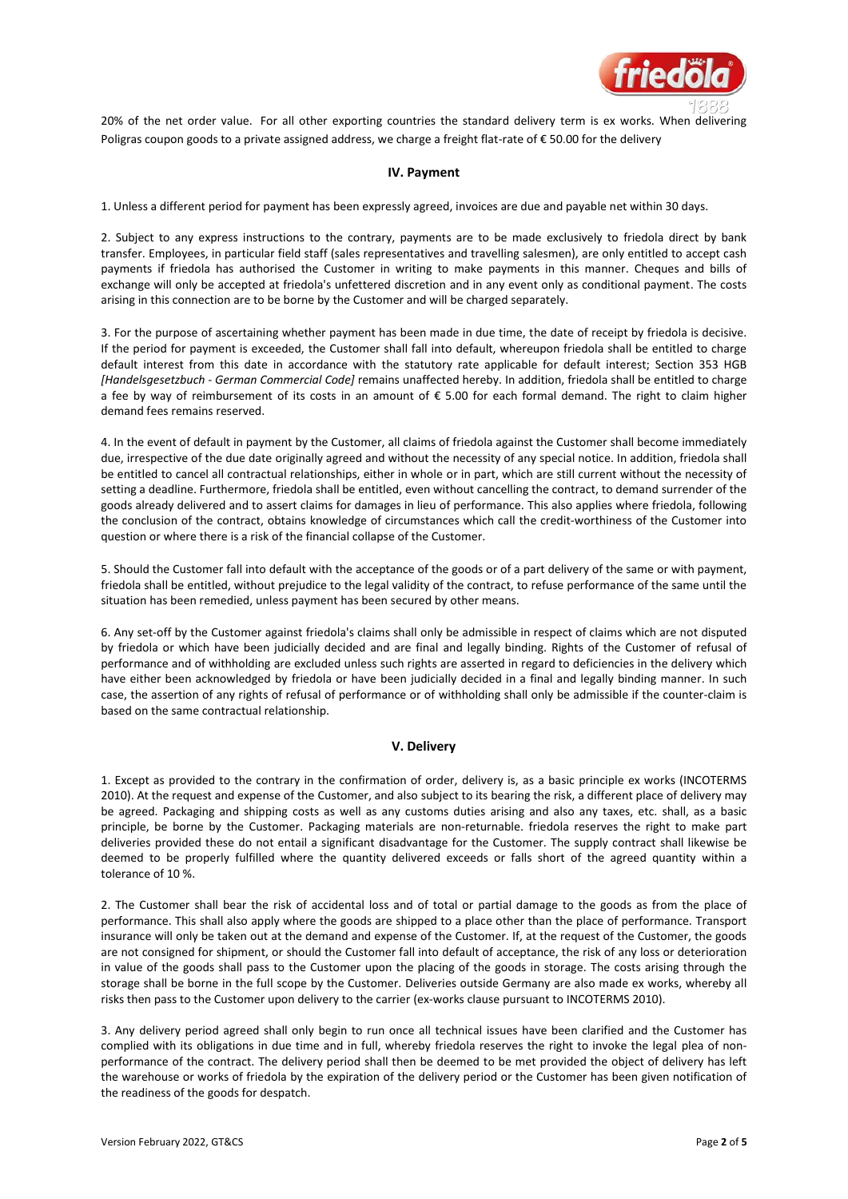20% of the net order value. For all other exporting countries the standard delivery term is ex works. When delivering Poligras coupon goods to a private assigned address, we charge a freight flat-rate of € 50.00 for the delivery

## IV. Payment

1. Unless a different period for payment has been expressly agreed, invoices are due and payable net within 30 days.

2. Subject to any express instructions to the contrary, payments are to be made exclusively to friedola direct by bank transfer. Employees, in particular field staff (sales representatives and travelling salesmen), are only entitled to accept cash payments if friedola has authorised the Customer in writing to make payments in this manner. Cheques and bills of exchange will only be accepted at friedola's unfettered discretion and in any event only as conditional payment. The costs arising in this connection are to be borne by the Customer and will be charged separately.

3. For the purpose of ascertaining whether payment has been made in due time, the date of receipt by friedola is decisive. If the period for payment is exceeded, the Customer shall fall into default, whereupon friedola shall be entitled to charge default interest from this date in accordance with the statutory rate applicable for default interest; Section 353 HGB *[Handelsgesetzbuch - German Commercial Code]* remains unaffected hereby. In addition, friedola shall be entitled to charge a fee by way of reimbursement of its costs in an amount of € 5.00 for each formal demand. The right to claim higher demand fees remains reserved.

4. In the event of default in payment by the Customer, all claims of friedola against the Customer shall become immediately due, irrespective of the due date originally agreed and without the necessity of any special notice. In addition, friedola shall be entitled to cancel all contractual relationships, either in whole or in part, which are still current without the necessity of setting a deadline. Furthermore, friedola shall be entitled, even without cancelling the contract, to demand surrender of the goods already delivered and to assert claims for damages in lieu of performance. This also applies where friedola, following the conclusion of the contract, obtains knowledge of circumstances which call the credit-worthiness of the Customer into question or where there is a risk of the financial collapse of the Customer.

5. Should the Customer fall into default with the acceptance of the goods or of a part delivery of the same or with payment, friedola shall be entitled, without prejudice to the legal validity of the contract, to refuse performance of the same until the situation has been remedied, unless payment has been secured by other means.

6. Any set-off by the Customer against friedola's claims shall only be admissible in respect of claims which are not disputed by friedola or which have been judicially decided and are final and legally binding. Rights of the Customer of refusal of performance and of withholding are excluded unless such rights are asserted in regard to deficiencies in the delivery which have either been acknowledged by friedola or have been judicially decided in a final and legally binding manner. In such case, the assertion of any rights of refusal of performance or of withholding shall only be admissible if the counter-claim is based on the same contractual relationship.

## V. Delivery

1. Except as provided to the contrary in the confirmation of order, delivery is, as a basic principle ex works (INCOTERMS 2010). At the request and expense of the Customer, and also subject to its bearing the risk, a different place of delivery may be agreed. Packaging and shipping costs as well as any customs duties arising and also any taxes, etc. shall, as a basic principle, be borne by the Customer. Packaging materials are non-returnable. friedola reserves the right to make part deliveries provided these do not entail a significant disadvantage for the Customer. The supply contract shall likewise be deemed to be properly fulfilled where the quantity delivered exceeds or falls short of the agreed quantity within a tolerance of 10 %.

2. The Customer shall bear the risk of accidental loss and of total or partial damage to the goods as from the place of performance. This shall also apply where the goods are shipped to a place other than the place of performance. Transport insurance will only be taken out at the demand and expense of the Customer. If, at the request of the Customer, the goods are not consigned for shipment, or should the Customer fall into default of acceptance, the risk of any loss or deterioration in value of the goods shall pass to the Customer upon the placing of the goods in storage. The costs arising through the storage shall be borne in the full scope by the Customer. Deliveries outside Germany are also made ex works, whereby all risks then pass to the Customer upon delivery to the carrier (ex-works clause pursuant to INCOTERMS 2010).

3. Any delivery period agreed shall only begin to run once all technical issues have been clarified and the Customer has complied with its obligations in due time and in full, whereby friedola reserves the right to invoke the legal plea of non-performance of the contract. The delivery period shall then be deemed to be met provided the object of delivery has left the warehouse or works of friedola by the expiration of the delivery period or the Customer has been given notification of the readiness of the goods for despatch.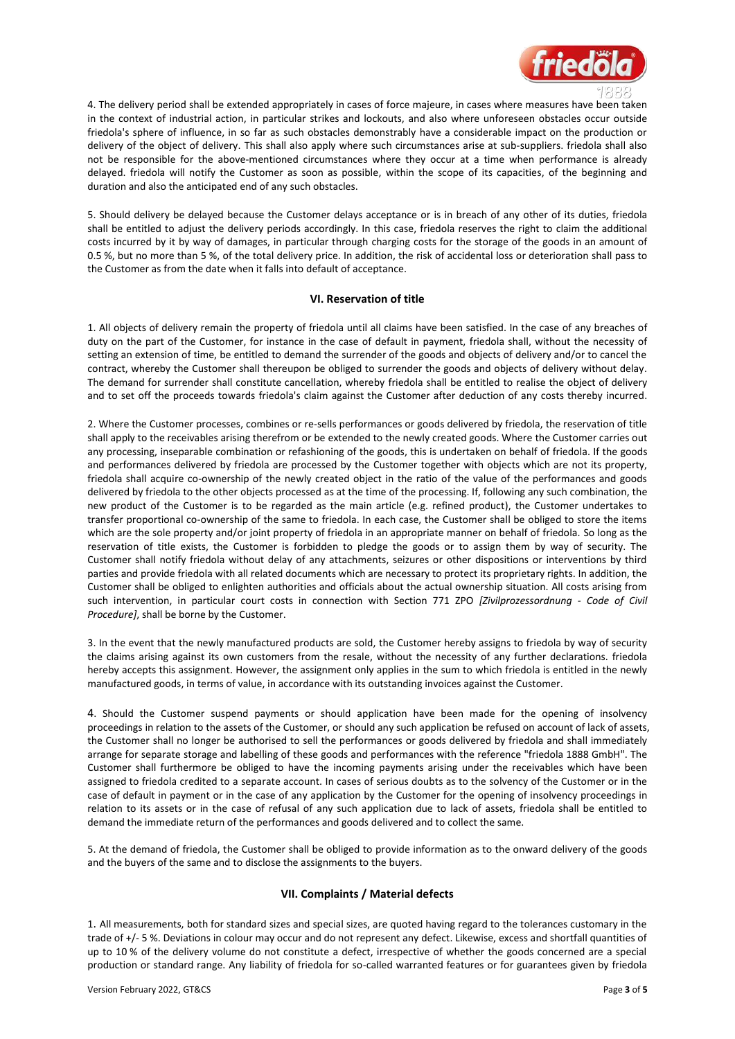4. The delivery period shall be extended appropriately in cases of force majeure, in cases where measures have been taken in the context of industrial action, in particular strikes and lockouts, and also where unforeseen obstacles occur outside friedola's sphere of influence, in so far as such obstacles demonstrably have a considerable impact on the production or delivery of the object of delivery. This shall also apply where such circumstances arise at sub-suppliers. friedola shall also not be responsible for the above-mentioned circumstances where they occur at a time when performance is already delayed. friedola will notify the Customer as soon as possible, within the scope of its capacities, of the beginning and duration and also the anticipated end of any such obstacles.

5. Should delivery be delayed because the Customer delays acceptance or is in breach of any other of its duties, friedola shall be entitled to adjust the delivery periods accordingly. In this case, friedola reserves the right to claim the additional costs incurred by it by way of damages, in particular through charging costs for the storage of the goods in an amount of 0.5 %, but no more than 5 %, of the total delivery price. In addition, the risk of accidental loss or deterioration shall pass to the Customer as from the date when it falls into default of acceptance.

## VI. Reservation of title

1. All objects of delivery remain the property of friedola until all claims have been satisfied. In the case of any breaches of duty on the part of the Customer, for instance in the case of default in payment, friedola shall, without the necessity of setting an extension of time, be entitled to demand the surrender of the goods and objects of delivery and/or to cancel the contract, whereby the Customer shall thereupon be obliged to surrender the goods and objects of delivery without delay. The demand for surrender shall constitute cancellation, whereby friedola shall be entitled to realise the object of delivery and to set off the proceeds towards friedola's claim against the Customer after deduction of any costs thereby incurred.

2. Where the Customer processes, combines or re-sells performances or goods delivered by friedola, the reservation of title shall apply to the receivables arising therefrom or be extended to the newly created goods. Where the Customer carries out any processing, inseparable combination or refashioning of the goods, this is undertaken on behalf of friedola. If the goods and performances delivered by friedola are processed by the Customer together with objects which are not its property, friedola shall acquire co-ownership of the newly created object in the ratio of the value of the performances and goods delivered by friedola to the other objects processed as at the time of the processing. If, following any such combination, the new product of the Customer is to be regarded as the main article (e.g. refined product), the Customer undertakes to transfer proportional co-ownership of the same to friedola. In each case, the Customer shall be obliged to store the items which are the sole property and/or joint property of friedola in an appropriate manner on behalf of friedola. So long as the reservation of title exists, the Customer is forbidden to pledge the goods or to assign them by way of security. The Customer shall notify friedola without delay of any attachments, seizures or other dispositions or interventions by third parties and provide friedola with all related documents which are necessary to protect its proprietary rights. In addition, the Customer shall be obliged to enlighten authorities and officials about the actual ownership situation. All costs arising from such intervention, in particular court costs in connection with Section 771 ZPO *[Zivilprozessordnung - Code of Civil Procedure]*, shall be borne by the Customer.

3. In the event that the newly manufactured products are sold, the Customer hereby assigns to friedola by way of security the claims arising against its own customers from the resale, without the necessity of any further declarations. friedola hereby accepts this assignment. However, the assignment only applies in the sum to which friedola is entitled in the newly manufactured goods, in terms of value, in accordance with its outstanding invoices against the Customer.

4. Should the Customer suspend payments or should application have been made for the opening of insolvency proceedings in relation to the assets of the Customer, or should any such application be refused on account of lack of assets, the Customer shall no longer be authorised to sell the performances or goods delivered by friedola and shall immediately arrange for separate storage and labelling of these goods and performances with the reference "friedola 1888 GmbH". The Customer shall furthermore be obliged to have the incoming payments arising under the receivables which have been assigned to friedola credited to a separate account. In cases of serious doubts as to the solvency of the Customer or in the case of default in payment or in the case of any application by the Customer for the opening of insolvency proceedings in relation to its assets or in the case of refusal of any such application due to lack of assets, friedola shall be entitled to demand the immediate return of the performances and goods delivered and to collect the same.

5. At the demand of friedola, the Customer shall be obliged to provide information as to the onward delivery of the goods and the buyers of the same and to disclose the assignments to the buyers.

## VII. Complaints / Material defects

1. All measurements, both for standard sizes and special sizes, are quoted having regard to the tolerances customary in the trade of +/- 5 %. Deviations in colour may occur and do not represent any defect. Likewise, excess and shortfall quantities of up to 10 % of the delivery volume do not constitute a defect, irrespective of whether the goods concerned are a special production or standard range. Any liability of friedola for so-called warranted features or for guarantees given by friedola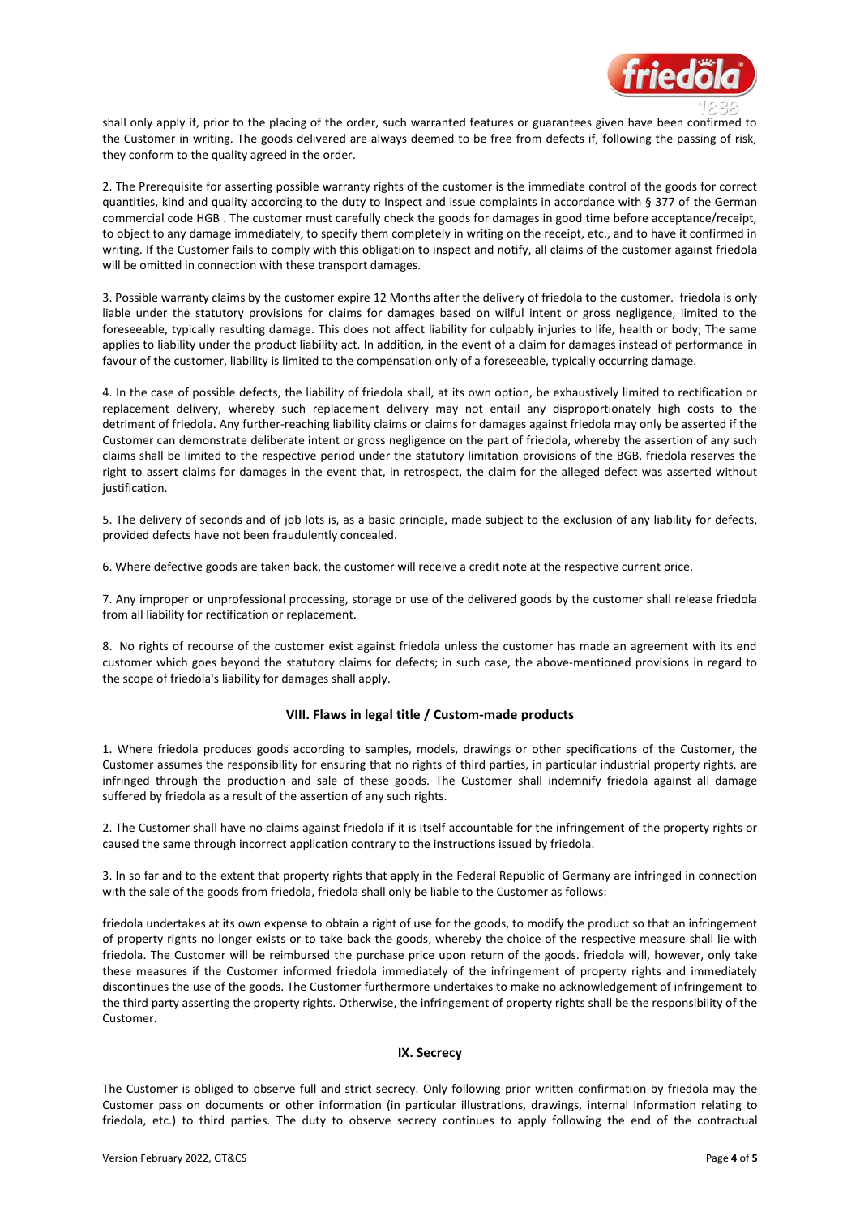shall only apply if, prior to the placing of the order, such warranted features or guarantees given have been confirmed to the Customer in writing. The goods delivered are always deemed to be free from defects if, following the passing of risk, they conform to the quality agreed in the order.

2. The Prerequisite for asserting possible warranty rights of the customer is the immediate control of the goods for correct quantities, kind and quality according to the duty to Inspect and issue complaints in accordance with § 377 of the German commercial code HGB . The customer must carefully check the goods for damages in good time before acceptance/receipt, to object to any damage immediately, to specify them completely in writing on the receipt, etc., and to have it confirmed in writing. If the Customer fails to comply with this obligation to inspect and notify, all claims of the customer against friedola will be omitted in connection with these transport damages.

3. Possible warranty claims by the customer expire 12 Months after the delivery of friedola to the customer. friedola is only liable under the statutory provisions for claims for damages based on wilful intent or gross negligence, limited to the foreseeable, typically resulting damage. This does not affect liability for culpably injuries to life, health or body; The same applies to liability under the product liability act. In addition, in the event of a claim for damages instead of performance in favour of the customer, liability is limited to the compensation only of a foreseeable, typically occurring damage.

4. In the case of possible defects, the liability of friedola shall, at its own option, be exhaustively limited to rectification or replacement delivery, whereby such replacement delivery may not entail any disproportionately high costs to the detriment of friedola. Any further-reaching liability claims or claims for damages against friedola may only be asserted if the Customer can demonstrate deliberate intent or gross negligence on the part of friedola, whereby the assertion of any such claims shall be limited to the respective period under the statutory limitation provisions of the BGB. friedola reserves the right to assert claims for damages in the event that, in retrospect, the claim for the alleged defect was asserted without justification.

5. The delivery of seconds and of job lots is, as a basic principle, made subject to the exclusion of any liability for defects, provided defects have not been fraudulently concealed.

6. Where defective goods are taken back, the customer will receive a credit note at the respective current price.

7. Any improper or unprofessional processing, storage or use of the delivered goods by the customer shall release friedola from all liability for rectification or replacement.

8. No rights of recourse of the customer exist against friedola unless the customer has made an agreement with its end customer which goes beyond the statutory claims for defects; in such case, the above-mentioned provisions in regard to the scope of friedola's liability for damages shall apply.

## VIII. Flaws in legal title / Custom-made products

1. Where friedola produces goods according to samples, models, drawings or other specifications of the Customer, the Customer assumes the responsibility for ensuring that no rights of third parties, in particular industrial property rights, are infringed through the production and sale of these goods. The Customer shall indemnify friedola against all damage suffered by friedola as a result of the assertion of any such rights.

2. The Customer shall have no claims against friedola if it is itself accountable for the infringement of the property rights or caused the same through incorrect application contrary to the instructions issued by friedola.

3. In so far and to the extent that property rights that apply in the Federal Republic of Germany are infringed in connection with the sale of the goods from friedola, friedola shall only be liable to the Customer as follows:

friedola undertakes at its own expense to obtain a right of use for the goods, to modify the product so that an infringement of property rights no longer exists or to take back the goods, whereby the choice of the respective measure shall lie with friedola. The Customer will be reimbursed the purchase price upon return of the goods. friedola will, however, only take these measures if the Customer informed friedola immediately of the infringement of property rights and immediately discontinues the use of the goods. The Customer furthermore undertakes to make no acknowledgement of infringement to the third party asserting the property rights. Otherwise, the infringement of property rights shall be the responsibility of the Customer.

## IX. Secrecy

The Customer is obliged to observe full and strict secrecy. Only following prior written confirmation by friedola may the Customer pass on documents or other information (in particular illustrations, drawings, internal information relating to friedola, etc.) to third parties. The duty to observe secrecy continues to apply following the end of the contractual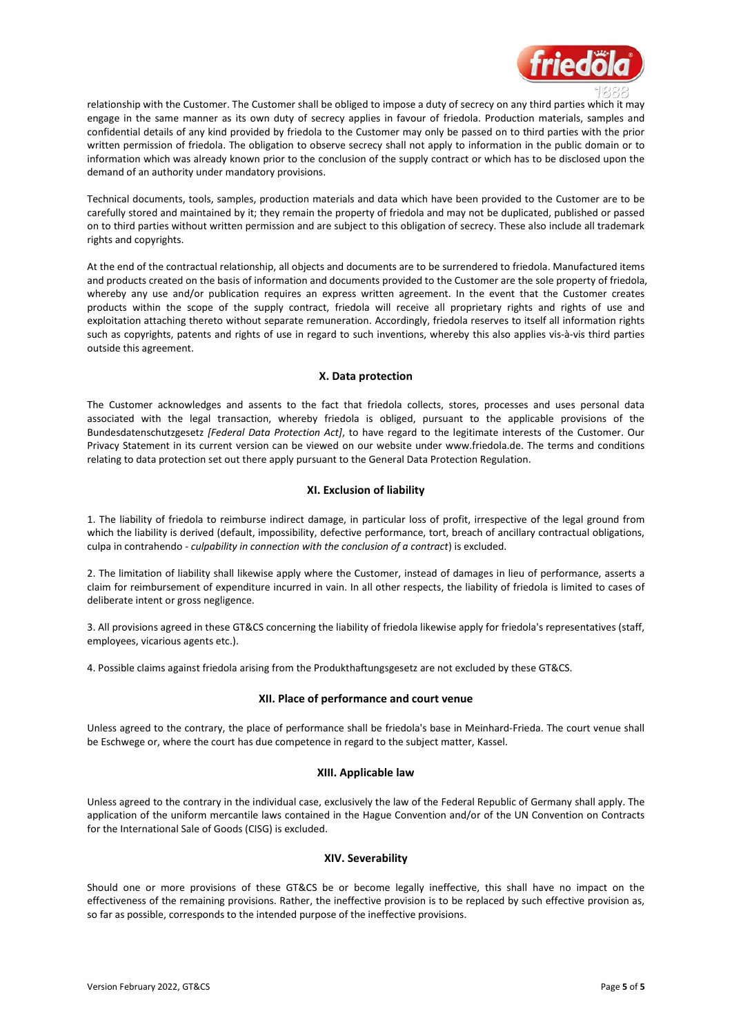relationship with the Customer. The Customer shall be obliged to impose a duty of secrecy on any third parties which it may engage in the same manner as its own duty of secrecy applies in favour of friedola. Production materials, samples and confidential details of any kind provided by friedola to the Customer may only be passed on to third parties with the prior written permission of friedola. The obligation to observe secrecy shall not apply to information in the public domain or to information which was already known prior to the conclusion of the supply contract or which has to be disclosed upon the demand of an authority under mandatory provisions.

Technical documents, tools, samples, production materials and data which have been provided to the Customer are to be carefully stored and maintained by it; they remain the property of friedola and may not be duplicated, published or passed on to third parties without written permission and are subject to this obligation of secrecy. These also include all trademark rights and copyrights.

At the end of the contractual relationship, all objects and documents are to be surrendered to friedola. Manufactured items and products created on the basis of information and documents provided to the Customer are the sole property of friedola, whereby any use and/or publication requires an express written agreement. In the event that the Customer creates products within the scope of the supply contract, friedola will receive all proprietary rights and rights of use and exploitation attaching thereto without separate remuneration. Accordingly, friedola reserves to itself all information rights such as copyrights, patents and rights of use in regard to such inventions, whereby this also applies vis-à-vis third parties outside this agreement.

## X. Data protection

The Customer acknowledges and assents to the fact that friedola collects, stores, processes and uses personal data associated with the legal transaction, whereby friedola is obliged, pursuant to the applicable provisions of the Bundesdatenschutzgesetz *[Federal Data Protection Act]*, to have regard to the legitimate interests of the Customer. Our Privacy Statement in its current version can be viewed on our website under www.friedola.de. The terms and conditions relating to data protection set out there apply pursuant to the General Data Protection Regulation.

## XI. Exclusion of liability

1. The liability of friedola to reimburse indirect damage, in particular loss of profit, irrespective of the legal ground from which the liability is derived (default, impossibility, defective performance, tort, breach of ancillary contractual obligations, culpa in contrahendo - *culpability in connection with the conclusion of a contract*) is excluded.

2. The limitation of liability shall likewise apply where the Customer, instead of damages in lieu of performance, asserts a claim for reimbursement of expenditure incurred in vain. In all other respects, the liability of friedola is limited to cases of deliberate intent or gross negligence.

3. All provisions agreed in these GT&CS concerning the liability of friedola likewise apply for friedola's representatives (staff, employees, vicarious agents etc.).

4. Possible claims against friedola arising from the Produkthaftungsgesetz are not excluded by these GT&CS.

## XII. Place of performance and court venue

Unless agreed to the contrary, the place of performance shall be friedola's base in Meinhard-Frieda. The court venue shall be Eschwege or, where the court has due competence in regard to the subject matter, Kassel.

## XIII. Applicable law

Unless agreed to the contrary in the individual case, exclusively the law of the Federal Republic of Germany shall apply. The application of the uniform mercantile laws contained in the Hague Convention and/or of the UN Convention on Contracts for the International Sale of Goods (CISG) is excluded.

## XIV. Severability

Should one or more provisions of these GT&CS be or become legally ineffective, this shall have no impact on the effectiveness of the remaining provisions. Rather, the ineffective provision is to be replaced by such effective provision as, so far as possible, corresponds to the intended purpose of the ineffective provisions.